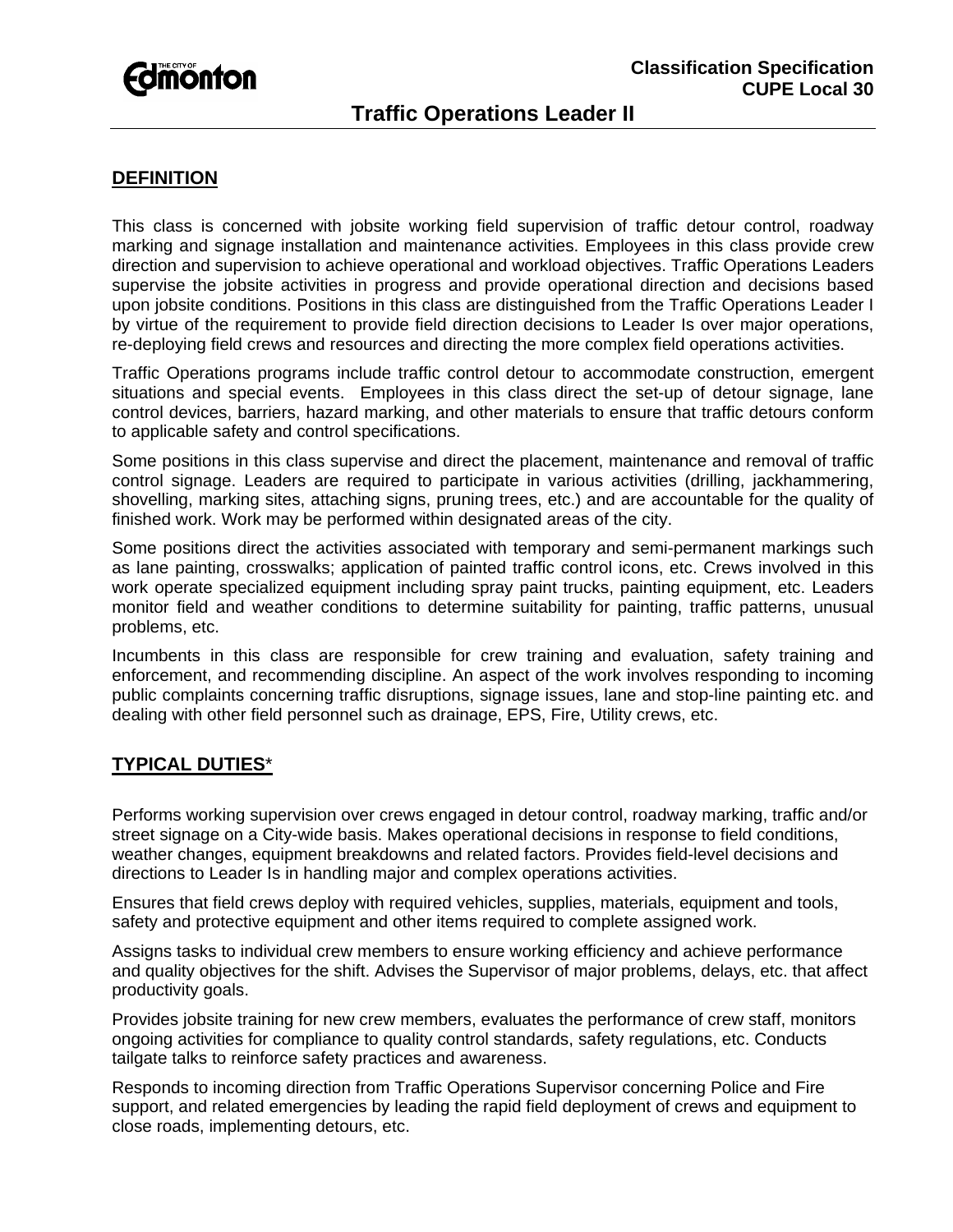Classification Specification
CUPE Local 30

# Traffic Operations Leader II

## DEFINITION

This class is concerned with jobsite working field supervision of traffic detour control, roadway marking and signage installation and maintenance activities. Employees in this class provide crew direction and supervision to achieve operational and workload objectives. Traffic Operations Leaders supervise the jobsite activities in progress and provide operational direction and decisions based upon jobsite conditions. Positions in this class are distinguished from the Traffic Operations Leader I by virtue of the requirement to provide field direction decisions to Leader Is over major operations, re-deploying field crews and resources and directing the more complex field operations activities.

Traffic Operations programs include traffic control detour to accommodate construction, emergent situations and special events. Employees in this class direct the set-up of detour signage, lane control devices, barriers, hazard marking, and other materials to ensure that traffic detours conform to applicable safety and control specifications.

Some positions in this class supervise and direct the placement, maintenance and removal of traffic control signage. Leaders are required to participate in various activities (drilling, jackhammering, shovelling, marking sites, attaching signs, pruning trees, etc.) and are accountable for the quality of finished work. Work may be performed within designated areas of the city.

Some positions direct the activities associated with temporary and semi-permanent markings such as lane painting, crosswalks; application of painted traffic control icons, etc. Crews involved in this work operate specialized equipment including spray paint trucks, painting equipment, etc. Leaders monitor field and weather conditions to determine suitability for painting, traffic patterns, unusual problems, etc.

Incumbents in this class are responsible for crew training and evaluation, safety training and enforcement, and recommending discipline. An aspect of the work involves responding to incoming public complaints concerning traffic disruptions, signage issues, lane and stop-line painting etc. and dealing with other field personnel such as drainage, EPS, Fire, Utility crews, etc.

## TYPICAL DUTIES*

Performs working supervision over crews engaged in detour control, roadway marking, traffic and/or street signage on a City-wide basis. Makes operational decisions in response to field conditions, weather changes, equipment breakdowns and related factors. Provides field-level decisions and directions to Leader Is in handling major and complex operations activities.

Ensures that field crews deploy with required vehicles, supplies, materials, equipment and tools, safety and protective equipment and other items required to complete assigned work.

Assigns tasks to individual crew members to ensure working efficiency and achieve performance and quality objectives for the shift. Advises the Supervisor of major problems, delays, etc. that affect productivity goals.

Provides jobsite training for new crew members, evaluates the performance of crew staff, monitors ongoing activities for compliance to quality control standards, safety regulations, etc. Conducts tailgate talks to reinforce safety practices and awareness.

Responds to incoming direction from Traffic Operations Supervisor concerning Police and Fire support, and related emergencies by leading the rapid field deployment of crews and equipment to close roads, implementing detours, etc.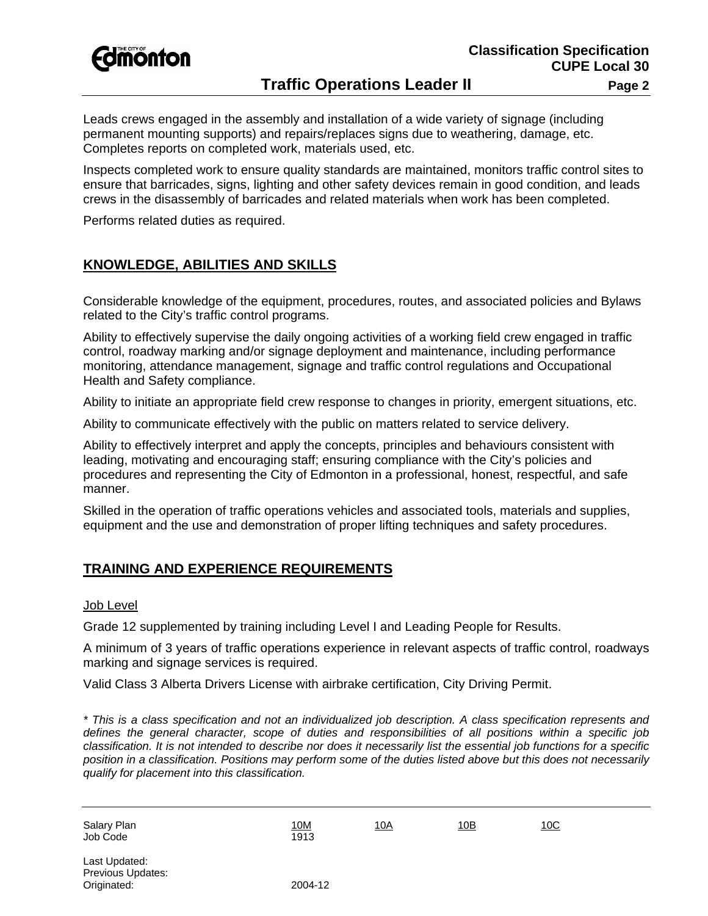Leads crews engaged in the assembly and installation of a wide variety of signage (including permanent mounting supports) and repairs/replaces signs due to weathering, damage, etc. Completes reports on completed work, materials used, etc.

Inspects completed work to ensure quality standards are maintained, monitors traffic control sites to ensure that barricades, signs, lighting and other safety devices remain in good condition, and leads crews in the disassembly of barricades and related materials when work has been completed.

Performs related duties as required.

## KNOWLEDGE, ABILITIES AND SKILLS

Considerable knowledge of the equipment, procedures, routes, and associated policies and Bylaws related to the City's traffic control programs.

Ability to effectively supervise the daily ongoing activities of a working field crew engaged in traffic control, roadway marking and/or signage deployment and maintenance, including performance monitoring, attendance management, signage and traffic control regulations and Occupational Health and Safety compliance.

Ability to initiate an appropriate field crew response to changes in priority, emergent situations, etc.

Ability to communicate effectively with the public on matters related to service delivery.

Ability to effectively interpret and apply the concepts, principles and behaviours consistent with leading, motivating and encouraging staff; ensuring compliance with the City's policies and procedures and representing the City of Edmonton in a professional, honest, respectful, and safe manner.

Skilled in the operation of traffic operations vehicles and associated tools, materials and supplies, equipment and the use and demonstration of proper lifting techniques and safety procedures.

## TRAINING AND EXPERIENCE REQUIREMENTS

Job Level

Grade 12 supplemented by training including Level I and Leading People for Results.

A minimum of 3 years of traffic operations experience in relevant aspects of traffic control, roadways marking and signage services is required.

Valid Class 3 Alberta Drivers License with airbrake certification, City Driving Permit.

*\* This is a class specification and not an individualized job description. A class specification represents and defines the general character, scope of duties and responsibilities of all positions within a specific job classification. It is not intended to describe nor does it necessarily list the essential job functions for a specific position in a classification. Positions may perform some of the duties listed above but this does not necessarily qualify for placement into this classification.*

| | | | | |
|---|---|---|---|---|
| Salary Plan | 10M | 10A | 10B | 10C |
| Job Code | 1913 | | | |
| Last Updated: | | | | |
| Previous Updates: | | | | |
| Originated: | 2004-12 | | | |